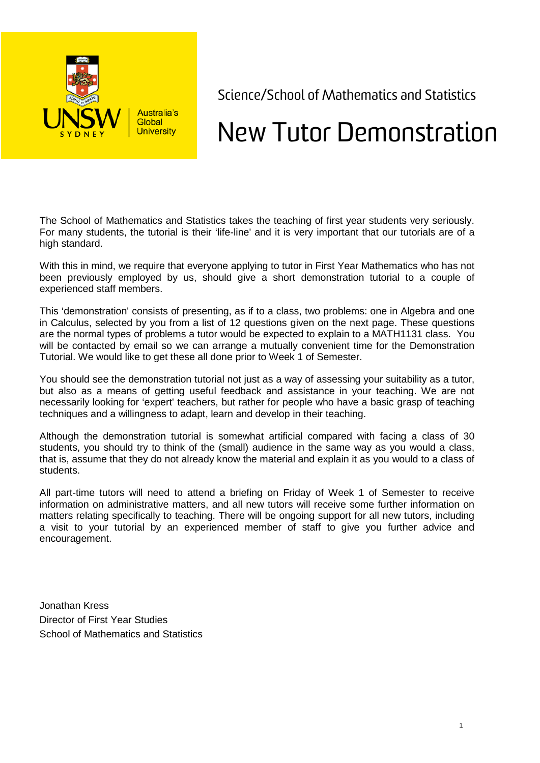Science/School of Mathematics and Statistics

# New Tutor Demonstration

The School of Mathematics and Statistics takes the teaching of first year students very seriously. For many students, the tutorial is their 'life-line' and it is very important that our tutorials are of a high standard.

With this in mind, we require that everyone applying to tutor in First Year Mathematics who has not been previously employed by us, should give a short demonstration tutorial to a couple of experienced staff members.

This 'demonstration' consists of presenting, as if to a class, two problems: one in Algebra and one in Calculus, selected by you from a list of 12 questions given on the next page. These questions are the normal types of problems a tutor would be expected to explain to a MATH1131 class. You will be contacted by email so we can arrange a mutually convenient time for the Demonstration Tutorial. We would like to get these all done prior to Week 1 of Semester.

You should see the demonstration tutorial not just as a way of assessing your suitability as a tutor, but also as a means of getting useful feedback and assistance in your teaching. We are not necessarily looking for 'expert' teachers, but rather for people who have a basic grasp of teaching techniques and a willingness to adapt, learn and develop in their teaching.

Although the demonstration tutorial is somewhat artificial compared with facing a class of 30 students, you should try to think of the (small) audience in the same way as you would a class, that is, assume that they do not already know the material and explain it as you would to a class of students.

All part-time tutors will need to attend a briefing on Friday of Week 1 of Semester to receive information on administrative matters, and all new tutors will receive some further information on matters relating specifically to teaching. There will be ongoing support for all new tutors, including a visit to your tutorial by an experienced member of staff to give you further advice and encouragement.

Jonathan Kress
Director of First Year Studies
School of Mathematics and Statistics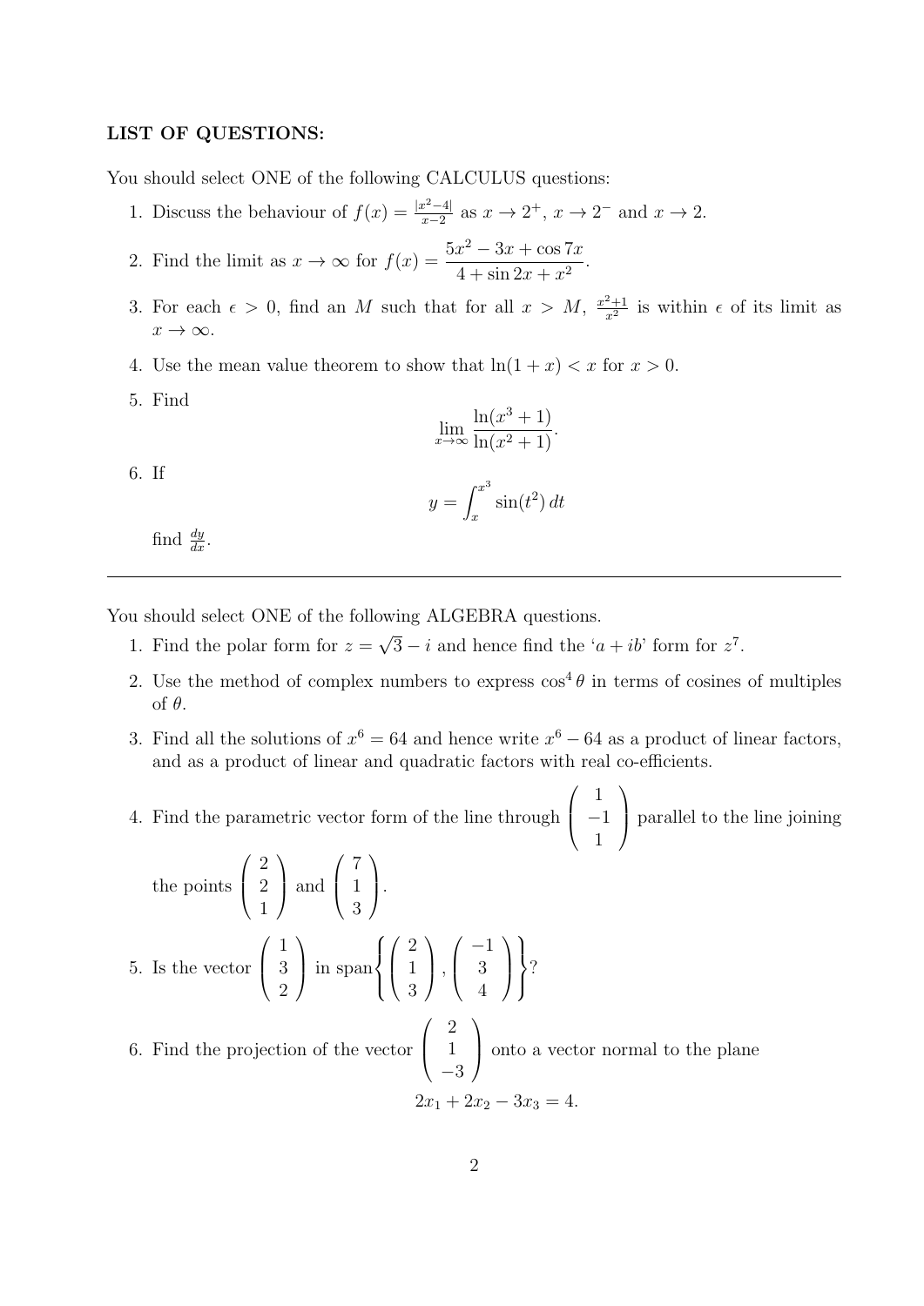**LIST OF QUESTIONS:**

You should select ONE of the following CALCULUS questions:

1. Discuss the behaviour of $f(x) = \frac{|x^2-4|}{x-2}$ as $x \to 2^+$, $x \to 2^-$ and $x \to 2$.

2. Find the limit as $x \to \infty$ for $f(x) = \dfrac{5x^2 - 3x + \cos 7x}{4 + \sin 2x + x^2}$.

3. For each $\epsilon > 0$, find an $M$ such that for all $x > M$, $\frac{x^2+1}{x^2}$ is within $\epsilon$ of its limit as $x \to \infty$.

4. Use the mean value theorem to show that $\ln(1+x) < x$ for $x > 0$.

5. Find
$$\lim_{x \to \infty} \frac{\ln(x^3+1)}{\ln(x^2+1)}.$$

6. If
$$y = \int_x^{x^3} \sin(t^2)\, dt$$
find $\frac{dy}{dx}$.

---

You should select ONE of the following ALGEBRA questions.

1. Find the polar form for $z = \sqrt{3} - i$ and hence find the '$a + ib$' form for $z^7$.

2. Use the method of complex numbers to express $\cos^4 \theta$ in terms of cosines of multiples of $\theta$.

3. Find all the solutions of $x^6 = 64$ and hence write $x^6 - 64$ as a product of linear factors, and as a product of linear and quadratic factors with real co-efficients.

4. Find the parametric vector form of the line through $\begin{pmatrix} 1 \\ -1 \\ 1 \end{pmatrix}$ parallel to the line joining the points $\begin{pmatrix} 2 \\ 2 \\ 1 \end{pmatrix}$ and $\begin{pmatrix} 7 \\ 1 \\ 3 \end{pmatrix}$.

5. Is the vector $\begin{pmatrix} 1 \\ 3 \\ 2 \end{pmatrix}$ in span$\left\{ \begin{pmatrix} 2 \\ 1 \\ 3 \end{pmatrix}, \begin{pmatrix} -1 \\ 3 \\ 4 \end{pmatrix} \right\}$?

6. Find the projection of the vector $\begin{pmatrix} 2 \\ 1 \\ -3 \end{pmatrix}$ onto a vector normal to the plane
$$2x_1 + 2x_2 - 3x_3 = 4.$$